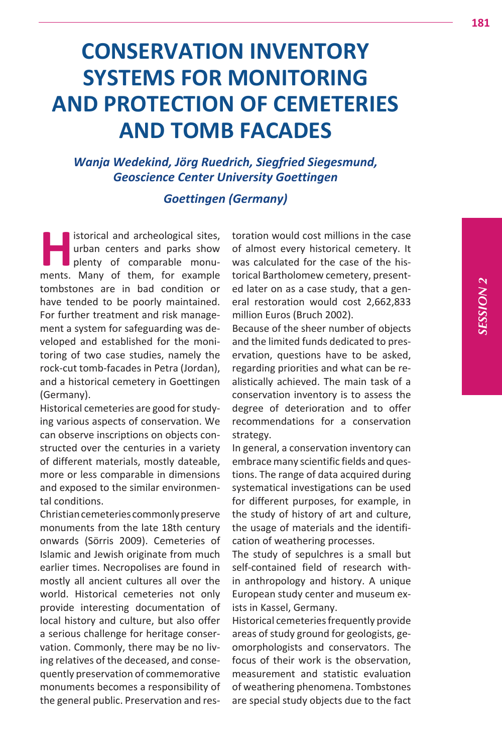# CONSERVATION INVENTORY SYSTEMS FOR MONITORING AND PROTECTION OF CEMETERIES AND TOMB FACADES

*Wanja Wedekind, Jörg Ruedrich, Siegfried Siegesmund, Geoscience Center University Goettingen*

*Goettingen (Germany)*

Historical and archeological sites, urban centers and parks show plenty of comparable monuments. Many of them, for example tombstones are in bad condition or have tended to be poorly maintained. For further treatment and risk management a system for safeguarding was developed and established for the monitoring of two case studies, namely the rock-cut tomb-facades in Petra (Jordan), and a historical cemetery in Goettingen (Germany).

Historical cemeteries are good for studying various aspects of conservation. We can observe inscriptions on objects constructed over the centuries in a variety of different materials, mostly dateable, more or less comparable in dimensions and exposed to the similar environmental conditions.

Christian cemeteries commonly preserve monuments from the late 18th century onwards (Sörris 2009). Cemeteries of Islamic and Jewish originate from much earlier times. Necropolises are found in mostly all ancient cultures all over the world. Historical cemeteries not only provide interesting documentation of local history and culture, but also offer a serious challenge for heritage conservation. Commonly, there may be no living relatives of the deceased, and consequently preservation of commemorative monuments becomes a responsibility of the general public. Preservation and restoration would cost millions in the case of almost every historical cemetery. It was calculated for the case of the historical Bartholomew cemetery, presented later on as a case study, that a general restoration would cost 2,662,833 million Euros (Bruch 2002).

Because of the sheer number of objects and the limited funds dedicated to preservation, questions have to be asked, regarding priorities and what can be realistically achieved. The main task of a conservation inventory is to assess the degree of deterioration and to offer recommendations for a conservation strategy.

In general, a conservation inventory can embrace many scientific fields and questions. The range of data acquired during systematical investigations can be used for different purposes, for example, in the study of history of art and culture, the usage of materials and the identification of weathering processes.

The study of sepulchres is a small but self-contained field of research within anthropology and history. A unique European study center and museum exists in Kassel, Germany.

Historical cemeteries frequently provide areas of study ground for geologists, geomorphologists and conservators. The focus of their work is the observation, measurement and statistic evaluation of weathering phenomena. Tombstones are special study objects due to the fact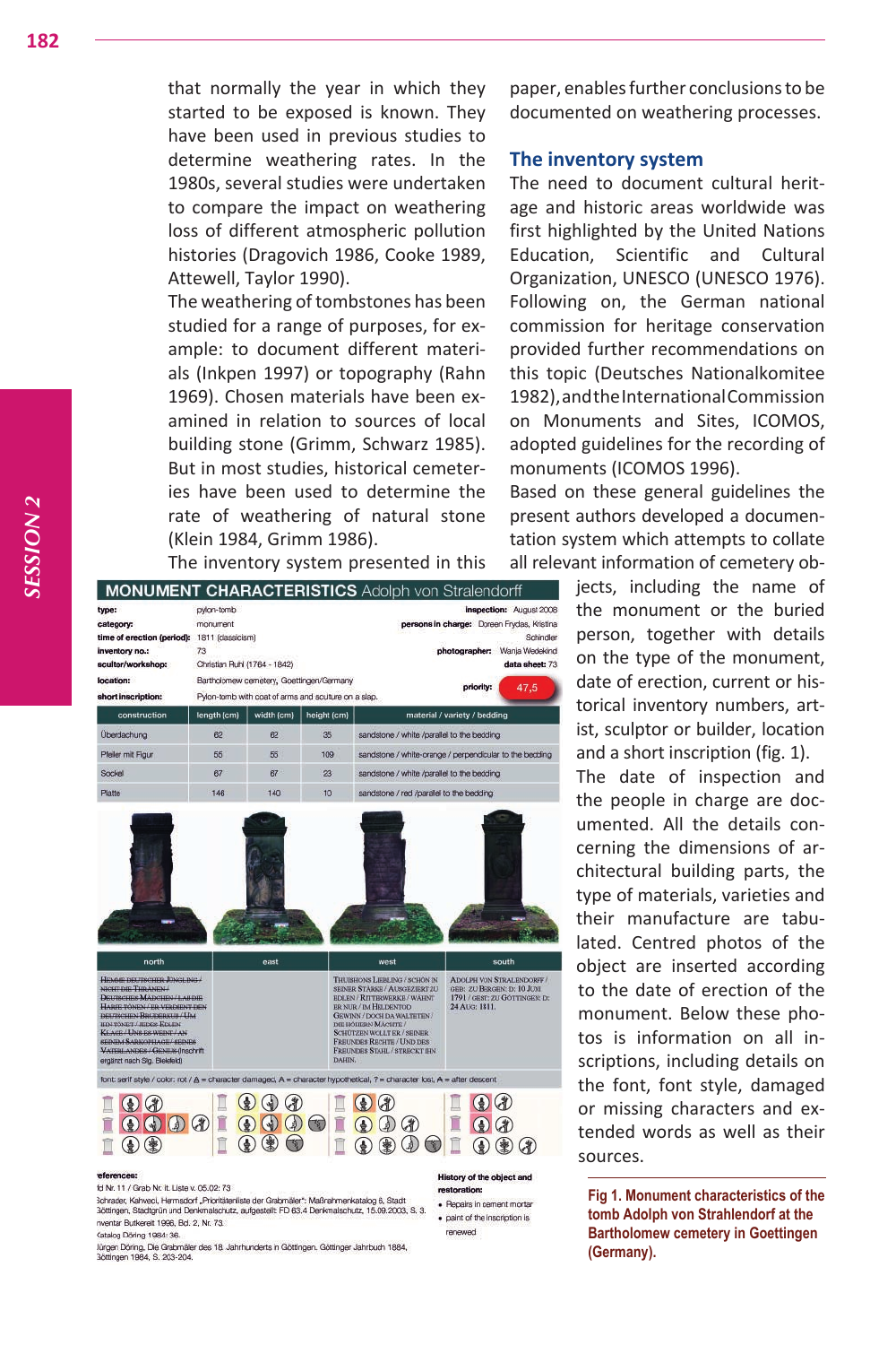that normally the year in which they started to be exposed is known. They have been used in previous studies to determine weathering rates. In the 1980s, several studies were undertaken to compare the impact on weathering loss of different atmospheric pollution histories (Dragovich 1986, Cooke 1989, Attewell, Taylor 1990).

The weathering of tombstones has been studied for a range of purposes, for example: to document different materials (Inkpen 1997) or topography (Rahn 1969). Chosen materials have been examined in relation to sources of local building stone (Grimm, Schwarz 1985). But in most studies, historical cemeteries have been used to determine the rate of weathering of natural stone (Klein 1984, Grimm 1986).

The inventory system presented in this paper, enables further conclusions to be documented on weathering processes.

## The inventory system

The need to document cultural heritage and historic areas worldwide was first highlighted by the United Nations Education, Scientific and Cultural Organization, UNESCO (UNESCO 1976). Following on, the German national commission for heritage conservation provided further recommendations on this topic (Deutsches Nationalkomitee 1982), and the International Commission on Monuments and Sites, ICOMOS, adopted guidelines for the recording of monuments (ICOMOS 1996).

Based on these general guidelines the present authors developed a documentation system which attempts to collate all relevant information of cemetery objects, including the name of the monument or the buried person, together with details on the type of the monument, date of erection, current or historical inventory numbers, artist, sculptor or builder, location and a short inscription (fig. 1).

The date of inspection and the people in charge are documented. All the details concerning the dimensions of architectural building parts, the type of materials, varieties and their manufacture are tabulated. Centred photos of the object are inserted according to the date of erection of the monument. Below these photos is information on all inscriptions, including details on the font, font style, damaged or missing characters and extended words as well as their sources.

**MONUMENT CHARACTERISTICS** Adolph von Stralendorff

type: pylon-tomb
category: monument
time of erection (period): 1811 (classicism)
inventory no.: 73
sculptor/workshop: Christian Ruhl (1764 - 1842)
location: Bartholomew cemetery, Goettingen/Germany
short inscription: Pylon-tomb with coat of arms and sculture on a slap.

inspection: August 2008
persons in charge: Doreen Frydas, Kristina Schindler
photographer: Wanja Wedekind
data sheet: 73
priority: 47,5

| construction | length (cm) | width (cm) | height (cm) | material / variety / bedding |
|---|---|---|---|---|
| Überdachung | 62 | 62 | 35 | sandstone / white /parallel to the bedding |
| Pfeiler mit Figur | 55 | 55 | 109 | sandstone / white-orange / perpendicular to the bedding |
| Sockel | 67 | 67 | 23 | sandstone / white /parallel to the bedding |
| Platte | 146 | 140 | 10 | sandstone / red /parallel to the bedding |

| north | east | west | south |
|---|---|---|---|
| HEMME DEUTSCHER JÜNGLING / NICHT DIE THRÄNEN / DEUTSCHES MÄDCHEN / LASS DIE HARFE TÖNEN / ER VERDIENT DEN DEUTSCHEN BRUDERKUSS / UM IHN TÖNET / JEDES EDLEN KLAGE / UNS ER WEINT / AN SEINEM SARKOPHAGE / SEINES VATERLANDES / GENIUS (Inschrift ergänzt nach Sig. Bielefeld) | | THUISKONS LIEBLING / SCHÖN IN SEINER STÄRKE / AUSGEZIERT ZU EDLEN / RITTERWERKE / WÄHNT ER NUR / IM HELDENTOD GEWINN / DOCH DA WALTETEN / DIE HÖHERN MÄCHTE / SCHÜTZEN WOLLT ER / SEINER FREUNDES RECHTE / UND DES FREUNDES STAHL / STRECKT IHN DAHIN. | ADOLPH VON STRALENDORFF / GEB: ZU BERGEN: D: 10 JUNI 1791 / GEST: ZU GÖTTINGEN: D: 24 AUG: 1811. |

font: serif style / color: rot / A = character damaged, A = character hypothetical, ? = character lost, A = after descent

References:
Id Nr. 11 / Grab Nr. it. Liste v. 05.02: 73
Schrader, Kahveci, Hermsdorf „Prioritätenliste der Grabmäler": Maßrahmenkatalog 6, Stadt Göttingen, Stadtgrün und Denkmalschutz, aufgestellt: FD 63.4 Denkmalschutz, 15.09.2003, S. 3.
Inventar Butkereit 1996, Bd. 2, Nr. 73.
Katalog Döring 1984: 36.
Jürgen Döring, Die Grabmäler des 18. Jahrhunderts in Göttingen. Göttinger Jahrbuch 1884, Göttingen 1984, S. 203-204.

History of the object and restoration:
- Repairs in cement mortar
- paint of the inscription is renewed

**Fig 1. Monument characteristics of the tomb Adolph von Strahlendorf at the Bartholomew cemetery in Goettingen (Germany).**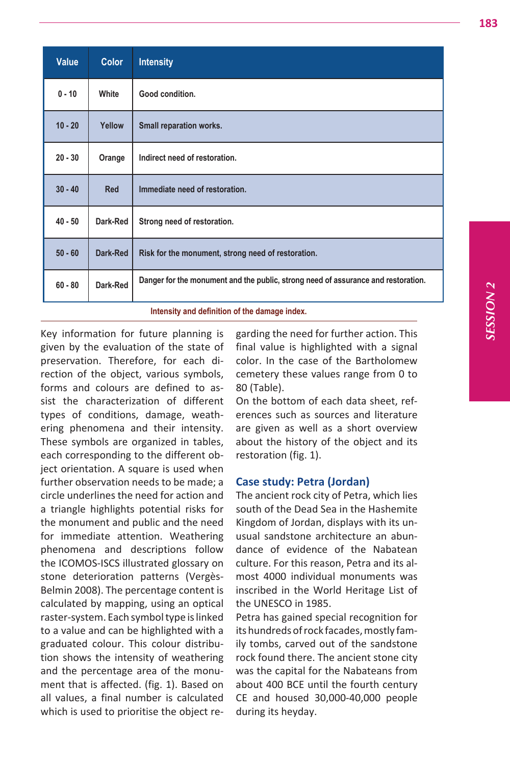| Value | Color | Intensity |
|---|---|---|
| 0 - 10 | White | Good condition. |
| 10 - 20 | Yellow | Small reparation works. |
| 20 - 30 | Orange | Indirect need of restoration. |
| 30 - 40 | Red | Immediate need of restoration. |
| 40 - 50 | Dark-Red | Strong need of restoration. |
| 50 - 60 | Dark-Red | Risk for the monument, strong need of restoration. |
| 60 - 80 | Dark-Red | Danger for the monument and the public, strong need of assurance and restoration. |

Intensity and definition of the damage index.

Key information for future planning is given by the evaluation of the state of preservation. Therefore, for each direction of the object, various symbols, forms and colours are defined to assist the characterization of different types of conditions, damage, weathering phenomena and their intensity. These symbols are organized in tables, each corresponding to the different object orientation. A square is used when further observation needs to be made; a circle underlines the need for action and a triangle highlights potential risks for the monument and public and the need for immediate attention. Weathering phenomena and descriptions follow the ICOMOS-ISCS illustrated glossary on stone deterioration patterns (Vergès-Belmin 2008). The percentage content is calculated by mapping, using an optical raster-system. Each symbol type is linked to a value and can be highlighted with a graduated colour. This colour distribution shows the intensity of weathering and the percentage area of the monument that is affected. (fig. 1). Based on all values, a final number is calculated which is used to prioritise the object regarding the need for further action. This final value is highlighted with a signal color. In the case of the Bartholomew cemetery these values range from 0 to 80 (Table).

On the bottom of each data sheet, references such as sources and literature are given as well as a short overview about the history of the object and its restoration (fig. 1).

## Case study: Petra (Jordan)

The ancient rock city of Petra, which lies south of the Dead Sea in the Hashemite Kingdom of Jordan, displays with its unusual sandstone architecture an abundance of evidence of the Nabatean culture. For this reason, Petra and its almost 4000 individual monuments was inscribed in the World Heritage List of the UNESCO in 1985.

Petra has gained special recognition for its hundreds of rock facades, mostly family tombs, carved out of the sandstone rock found there. The ancient stone city was the capital for the Nabateans from about 400 BCE until the fourth century CE and housed 30,000-40,000 people during its heyday.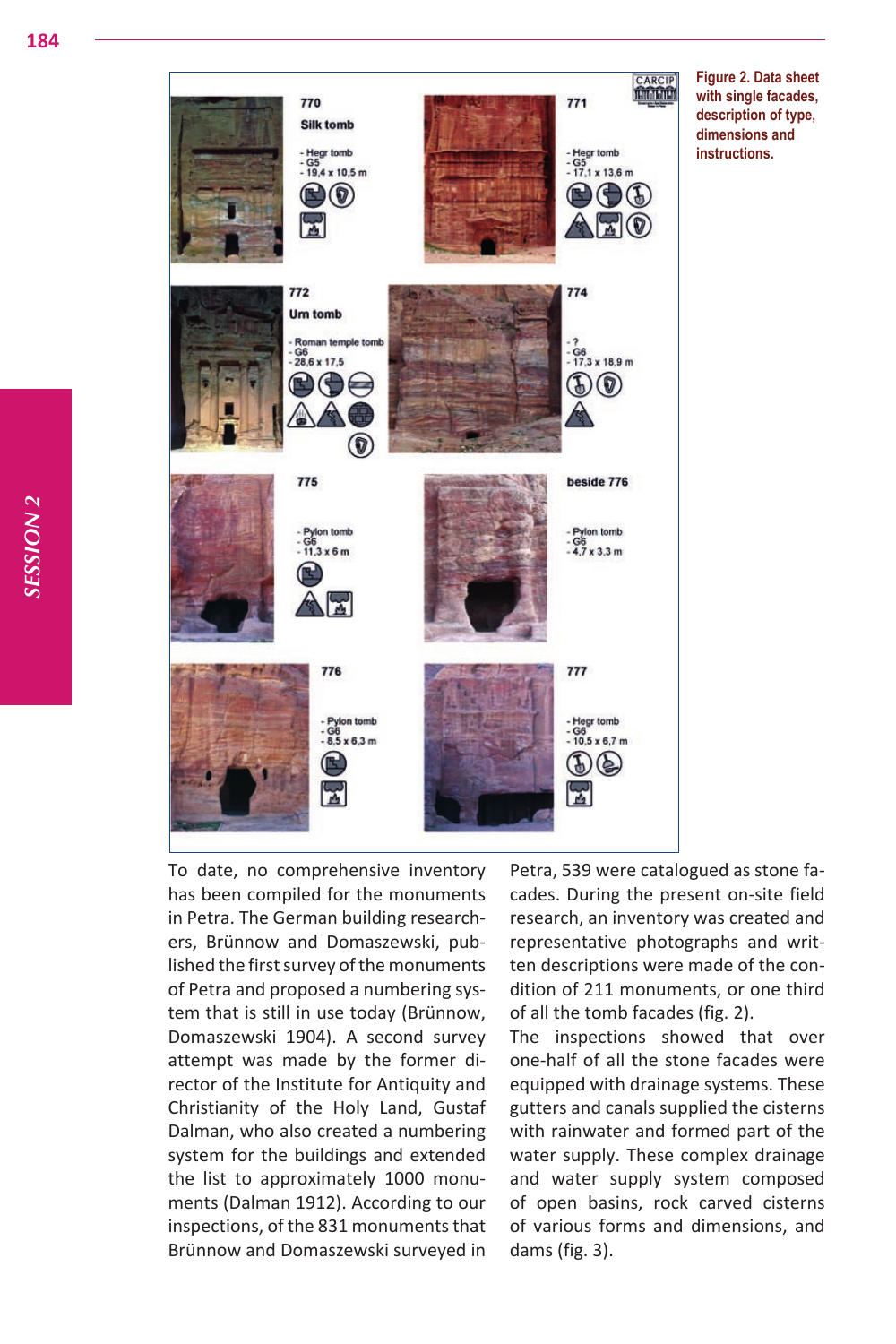| 770 | 771 |
| --- | --- |
| Silk tomb | |
| - Hegr tomb | - Hegr tomb |
| - G5 | - G5 |
| - 19,4 x 10,5 m | - 17,1 x 13,6 m |

| 772 | 774 |
| --- | --- |
| Urn tomb | |
| - Roman temple tomb | - ? |
| - G6 | - G6 |
| - 28,6 x 17,5 | - 17,3 x 18,9 m |

| 775 | beside 776 |
| --- | --- |
| - Pylon tomb | - Pylon tomb |
| - G6 | - G6 |
| - 11,3 x 6 m | - 4,7 x 3,3 m |

| 776 | 777 |
| --- | --- |
| - Pylon tomb | - Hegr tomb |
| - G6 | - G6 |
| - 8,5 x 6,3 m | - 10,5 x 6,7 m |

**Figure 2. Data sheet with single facades, description of type, dimensions and instructions.**

To date, no comprehensive inventory has been compiled for the monuments in Petra. The German building researchers, Brünnow and Domaszewski, published the first survey of the monuments of Petra and proposed a numbering system that is still in use today (Brünnow, Domaszewski 1904). A second survey attempt was made by the former director of the Institute for Antiquity and Christianity of the Holy Land, Gustaf Dalman, who also created a numbering system for the buildings and extended the list to approximately 1000 monuments (Dalman 1912). According to our inspections, of the 831 monuments that Brünnow and Domaszewski surveyed in Petra, 539 were catalogued as stone facades. During the present on-site field research, an inventory was created and representative photographs and written descriptions were made of the condition of 211 monuments, or one third of all the tomb facades (fig. 2).

The inspections showed that over one-half of all the stone facades were equipped with drainage systems. These gutters and canals supplied the cisterns with rainwater and formed part of the water supply. These complex drainage and water supply system composed of open basins, rock carved cisterns of various forms and dimensions, and dams (fig. 3).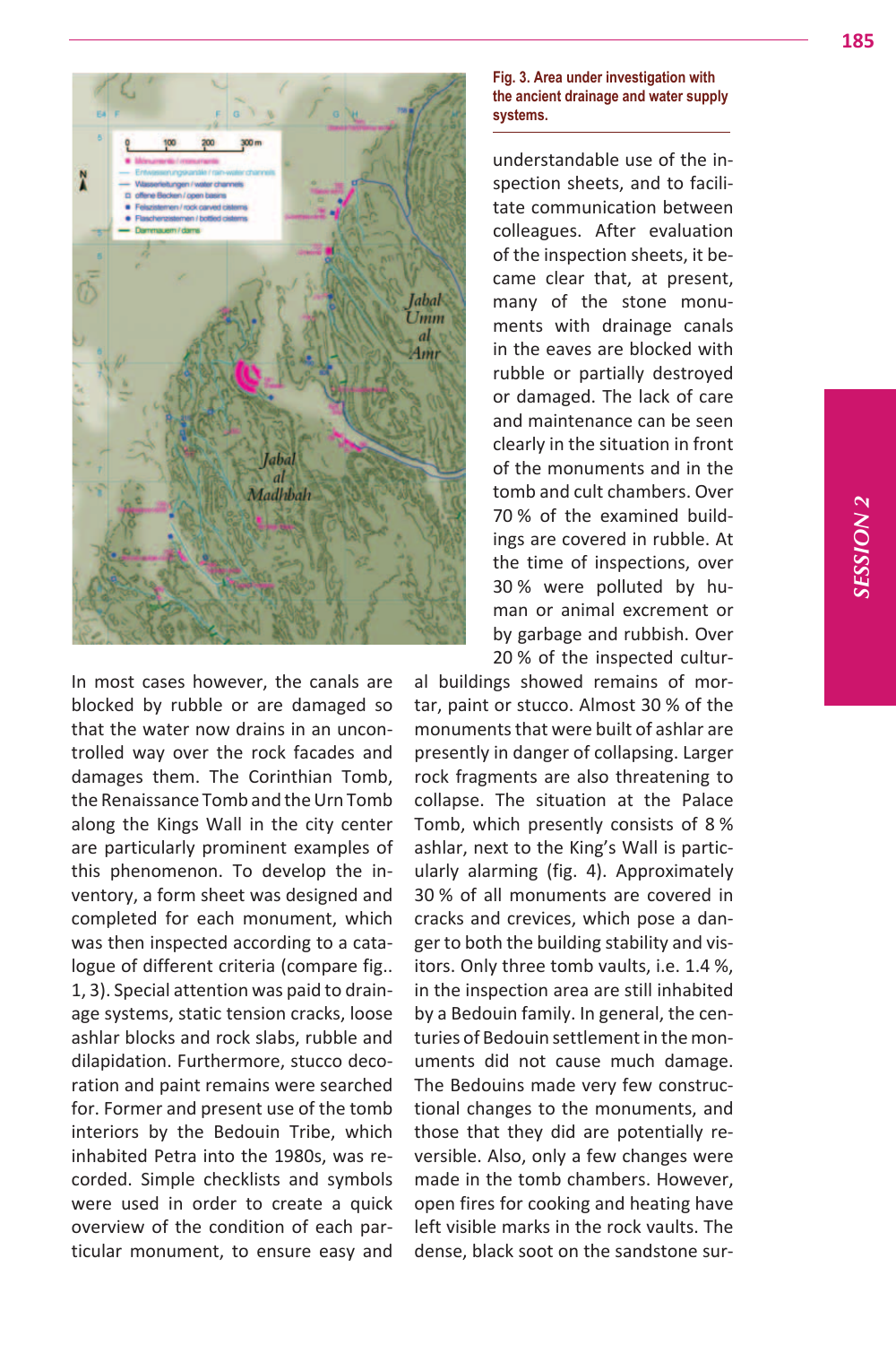Fig. 3. Area under investigation with the ancient drainage and water supply systems.

In most cases however, the canals are blocked by rubble or are damaged so that the water now drains in an uncontrolled way over the rock facades and damages them. The Corinthian Tomb, the Renaissance Tomb and the Urn Tomb along the Kings Wall in the city center are particularly prominent examples of this phenomenon. To develop the inventory, a form sheet was designed and completed for each monument, which was then inspected according to a catalogue of different criteria (compare fig.. 1, 3). Special attention was paid to drainage systems, static tension cracks, loose ashlar blocks and rock slabs, rubble and dilapidation. Furthermore, stucco decoration and paint remains were searched for. Former and present use of the tomb interiors by the Bedouin Tribe, which inhabited Petra into the 1980s, was recorded. Simple checklists and symbols were used in order to create a quick overview of the condition of each particular monument, to ensure easy and understandable use of the inspection sheets, and to facilitate communication between colleagues. After evaluation of the inspection sheets, it became clear that, at present, many of the stone monuments with drainage canals in the eaves are blocked with rubble or partially destroyed or damaged. The lack of care and maintenance can be seen clearly in the situation in front of the monuments and in the tomb and cult chambers. Over 70 % of the examined buildings are covered in rubble. At the time of inspections, over 30 % were polluted by human or animal excrement or by garbage and rubbish. Over 20 % of the inspected cultural buildings showed remains of mortar, paint or stucco. Almost 30 % of the monuments that were built of ashlar are presently in danger of collapsing. Larger rock fragments are also threatening to collapse. The situation at the Palace Tomb, which presently consists of 8 % ashlar, next to the King's Wall is particularly alarming (fig. 4). Approximately 30 % of all monuments are covered in cracks and crevices, which pose a danger to both the building stability and visitors. Only three tomb vaults, i.e. 1.4 %, in the inspection area are still inhabited by a Bedouin family. In general, the centuries of Bedouin settlement in the monuments did not cause much damage. The Bedouins made very few constructional changes to the monuments, and those that they did are potentially reversible. Also, only a few changes were made in the tomb chambers. However, open fires for cooking and heating have left visible marks in the rock vaults. The dense, black soot on the sandstone sur-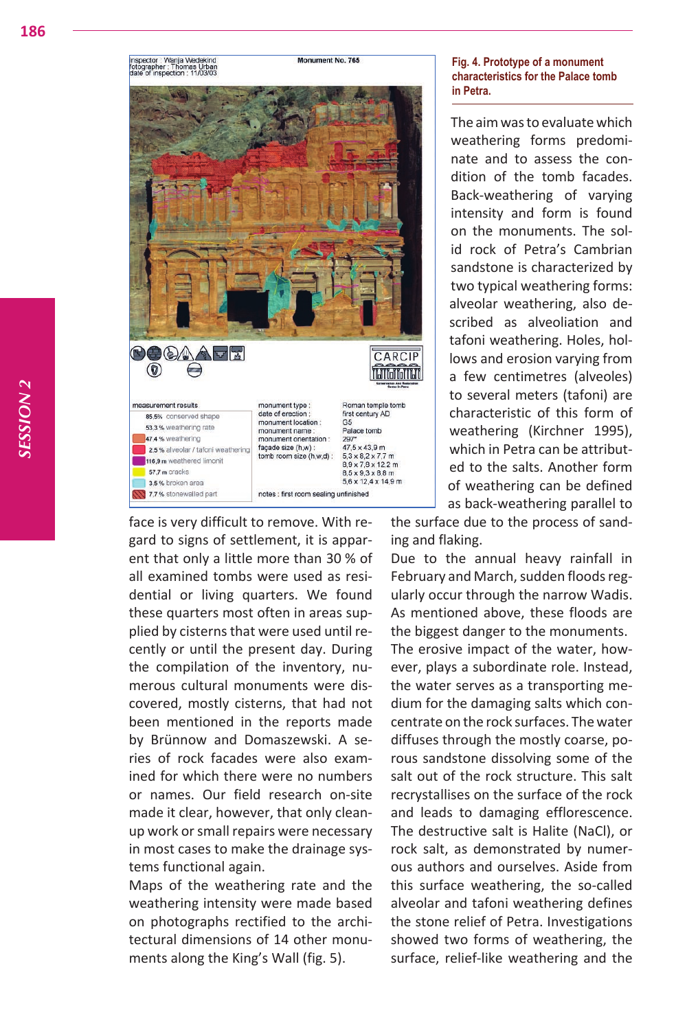Fig. 4. Prototype of a monument characteristics for the Palace tomb in Petra.

The aim was to evaluate which weathering forms predominate and to assess the condition of the tomb facades. Back-weathering of varying intensity and form is found on the monuments. The solid rock of Petra's Cambrian sandstone is characterized by two typical weathering forms: alveolar weathering, also described as alveoliation and tafoni weathering. Holes, hollows and erosion varying from a few centimetres (alveoles) to several meters (tafoni) are characteristic of this form of weathering (Kirchner 1995), which in Petra can be attributed to the salts. Another form of weathering can be defined as back-weathering parallel to the surface due to the process of sanding and flaking.

Due to the annual heavy rainfall in February and March, sudden floods regularly occur through the narrow Wadis. As mentioned above, these floods are the biggest danger to the monuments. The erosive impact of the water, however, plays a subordinate role. Instead, the water serves as a transporting medium for the damaging salts which concentrate on the rock surfaces. The water diffuses through the mostly coarse, porous sandstone dissolving some of the salt out of the rock structure. This salt recrystallises on the surface of the rock and leads to damaging efflorescence. The destructive salt is Halite (NaCl), or rock salt, as demonstrated by numerous authors and ourselves. Aside from this surface weathering, the so-called alveolar and tafoni weathering defines the stone relief of Petra. Investigations showed two forms of weathering, the surface, relief-like weathering and the

face is very difficult to remove. With regard to signs of settlement, it is apparent that only a little more than 30 % of all examined tombs were used as residential or living quarters. We found these quarters most often in areas supplied by cisterns that were used until recently or until the present day. During the compilation of the inventory, numerous cultural monuments were discovered, mostly cisterns, that had not been mentioned in the reports made by Brünnow and Domaszewski. A series of rock facades were also examined for which there were no numbers or names. Our field research on-site made it clear, however, that only clean-up work or small repairs were necessary in most cases to make the drainage systems functional again.

Maps of the weathering rate and the weathering intensity were made based on photographs rectified to the architectural dimensions of 14 other monuments along the King's Wall (fig. 5).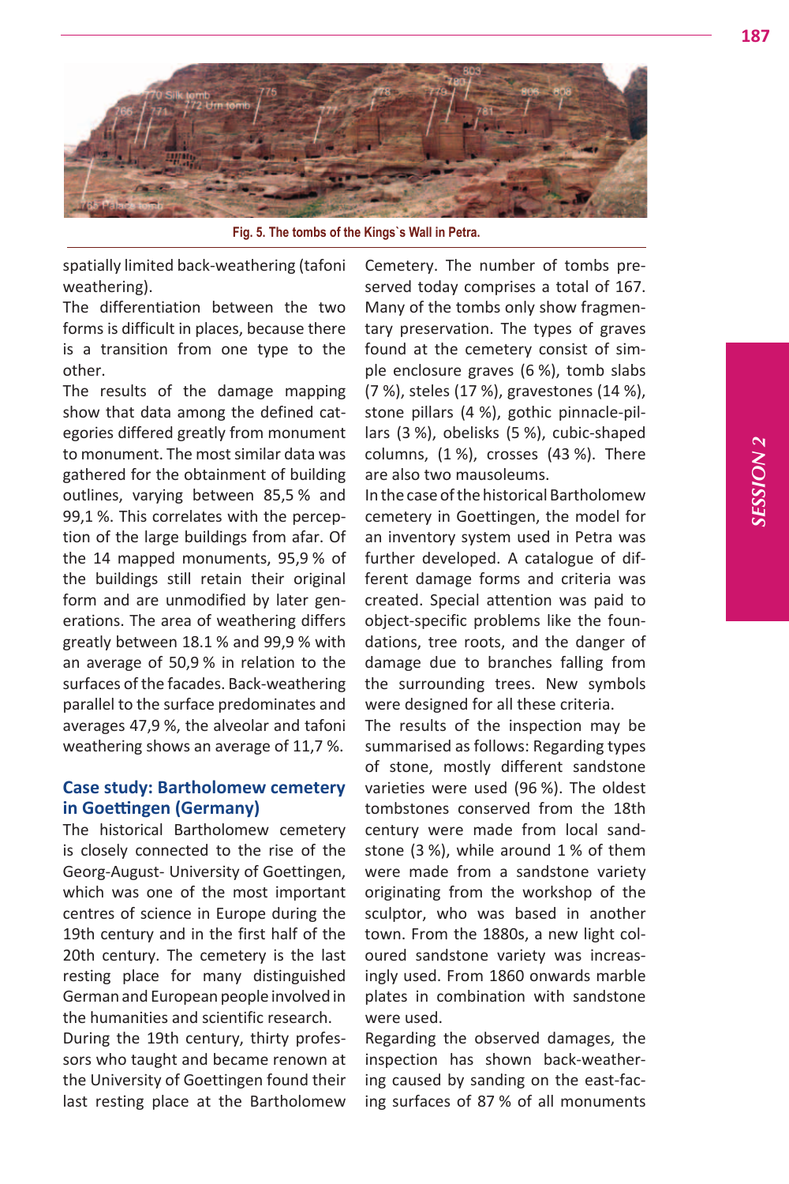Fig. 5. The tombs of the Kings`s Wall in Petra.

spatially limited back-weathering (tafoni weathering).

The differentiation between the two forms is difficult in places, because there is a transition from one type to the other.

The results of the damage mapping show that data among the defined categories differed greatly from monument to monument. The most similar data was gathered for the obtainment of building outlines, varying between 85,5 % and 99,1 %. This correlates with the perception of the large buildings from afar. Of the 14 mapped monuments, 95,9 % of the buildings still retain their original form and are unmodified by later generations. The area of weathering differs greatly between 18.1 % and 99,9 % with an average of 50,9 % in relation to the surfaces of the facades. Back-weathering parallel to the surface predominates and averages 47,9 %, the alveolar and tafoni weathering shows an average of 11,7 %.

## Case study: Bartholomew cemetery in Goettingen (Germany)

The historical Bartholomew cemetery is closely connected to the rise of the Georg-August- University of Goettingen, which was one of the most important centres of science in Europe during the 19th century and in the first half of the 20th century. The cemetery is the last resting place for many distinguished German and European people involved in the humanities and scientific research.

During the 19th century, thirty professors who taught and became renown at the University of Goettingen found their last resting place at the Bartholomew Cemetery. The number of tombs preserved today comprises a total of 167. Many of the tombs only show fragmentary preservation. The types of graves found at the cemetery consist of simple enclosure graves (6 %), tomb slabs (7 %), steles (17 %), gravestones (14 %), stone pillars (4 %), gothic pinnacle-pillars (3 %), obelisks (5 %), cubic-shaped columns, (1 %), crosses (43 %). There are also two mausoleums.

In the case of the historical Bartholomew cemetery in Goettingen, the model for an inventory system used in Petra was further developed. A catalogue of different damage forms and criteria was created. Special attention was paid to object-specific problems like the foundations, tree roots, and the danger of damage due to branches falling from the surrounding trees. New symbols were designed for all these criteria.

The results of the inspection may be summarised as follows: Regarding types of stone, mostly different sandstone varieties were used (96 %). The oldest tombstones conserved from the 18th century were made from local sandstone (3 %), while around 1 % of them were made from a sandstone variety originating from the workshop of the sculptor, who was based in another town. From the 1880s, a new light coloured sandstone variety was increasingly used. From 1860 onwards marble plates in combination with sandstone were used.

Regarding the observed damages, the inspection has shown back-weathering caused by sanding on the east-facing surfaces of 87 % of all monuments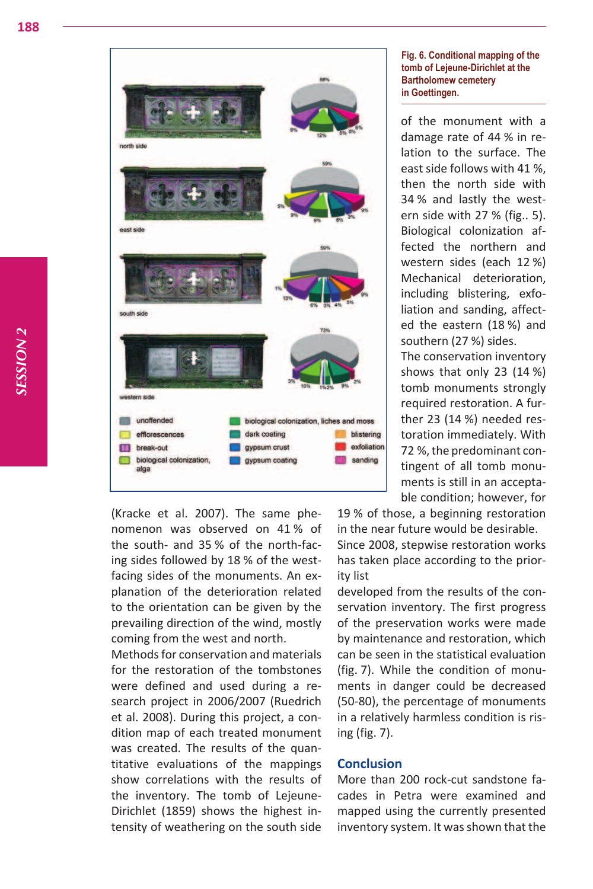Fig. 6. Conditional mapping of the tomb of Lejeune-Dirichlet at the Bartholomew cemetery in Goettingen.

(Kracke et al. 2007). The same phenomenon was observed on 41 % of the south- and 35 % of the north-facing sides followed by 18 % of the west-facing sides of the monuments. An explanation of the deterioration related to the orientation can be given by the prevailing direction of the wind, mostly coming from the west and north.

Methods for conservation and materials for the restoration of the tombstones were defined and used during a research project in 2006/2007 (Ruedrich et al. 2008). During this project, a condition map of each treated monument was created. The results of the quantitative evaluations of the mappings show correlations with the results of the inventory. The tomb of Lejeune-Dirichlet (1859) shows the highest intensity of weathering on the south side of the monument with a damage rate of 44 % in relation to the surface. The east side follows with 41 %, then the north side with 34 % and lastly the western side with 27 % (fig.. 5). Biological colonization affected the northern and western sides (each 12 %) Mechanical deterioration, including blistering, exfoliation and sanding, affected the eastern (18 %) and southern (27 %) sides.

The conservation inventory shows that only 23 (14 %) tomb monuments strongly required restoration. A further 23 (14 %) needed restoration immediately. With 72 %, the predominant contingent of all tomb monuments is still in an acceptable condition; however, for 19 % of those, a beginning restoration in the near future would be desirable.

Since 2008, stepwise restoration works has taken place according to the priority list

developed from the results of the conservation inventory. The first progress of the preservation works were made by maintenance and restoration, which can be seen in the statistical evaluation (fig. 7). While the condition of monuments in danger could be decreased (50-80), the percentage of monuments in a relatively harmless condition is rising (fig. 7).

## Conclusion

More than 200 rock-cut sandstone facades in Petra were examined and mapped using the currently presented inventory system. It was shown that the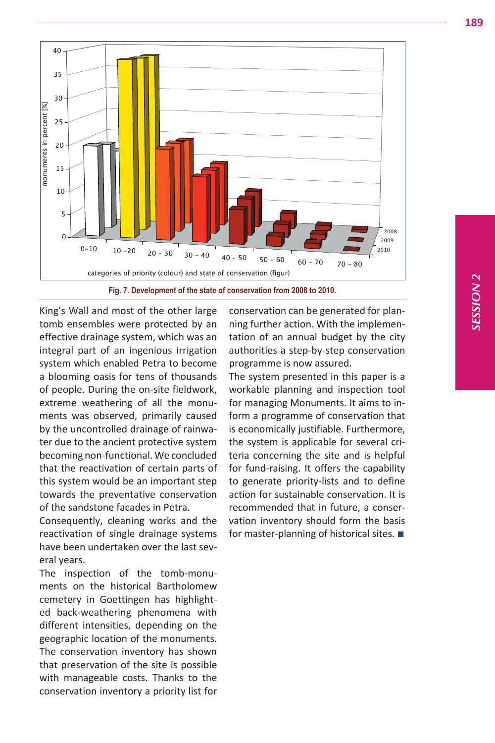Fig. 7. Development of the state of conservation from 2008 to 2010.

King's Wall and most of the other large tomb ensembles were protected by an effective drainage system, which was an integral part of an ingenious irrigation system which enabled Petra to become a blooming oasis for tens of thousands of people. During the on-site fieldwork, extreme weathering of all the monuments was observed, primarily caused by the uncontrolled drainage of rainwater due to the ancient protective system becoming non-functional. We concluded that the reactivation of certain parts of this system would be an important step towards the preventative conservation of the sandstone facades in Petra.

Consequently, cleaning works and the reactivation of single drainage systems have been undertaken over the last several years.

The inspection of the tomb-monuments on the historical Bartholomew cemetery in Goettingen has highlighted back-weathering phenomena with different intensities, depending on the geographic location of the monuments. The conservation inventory has shown that preservation of the site is possible with manageable costs. Thanks to the conservation inventory a priority list for conservation can be generated for planning further action. With the implementation of an annual budget by the city authorities a step-by-step conservation programme is now assured.

The system presented in this paper is a workable planning and inspection tool for managing Monuments. It aims to inform a programme of conservation that is economically justifiable. Furthermore, the system is applicable for several criteria concerning the site and is helpful for fund-raising. It offers the capability to generate priority-lists and to define action for sustainable conservation. It is recommended that in future, a conservation inventory should form the basis for master-planning of historical sites. ■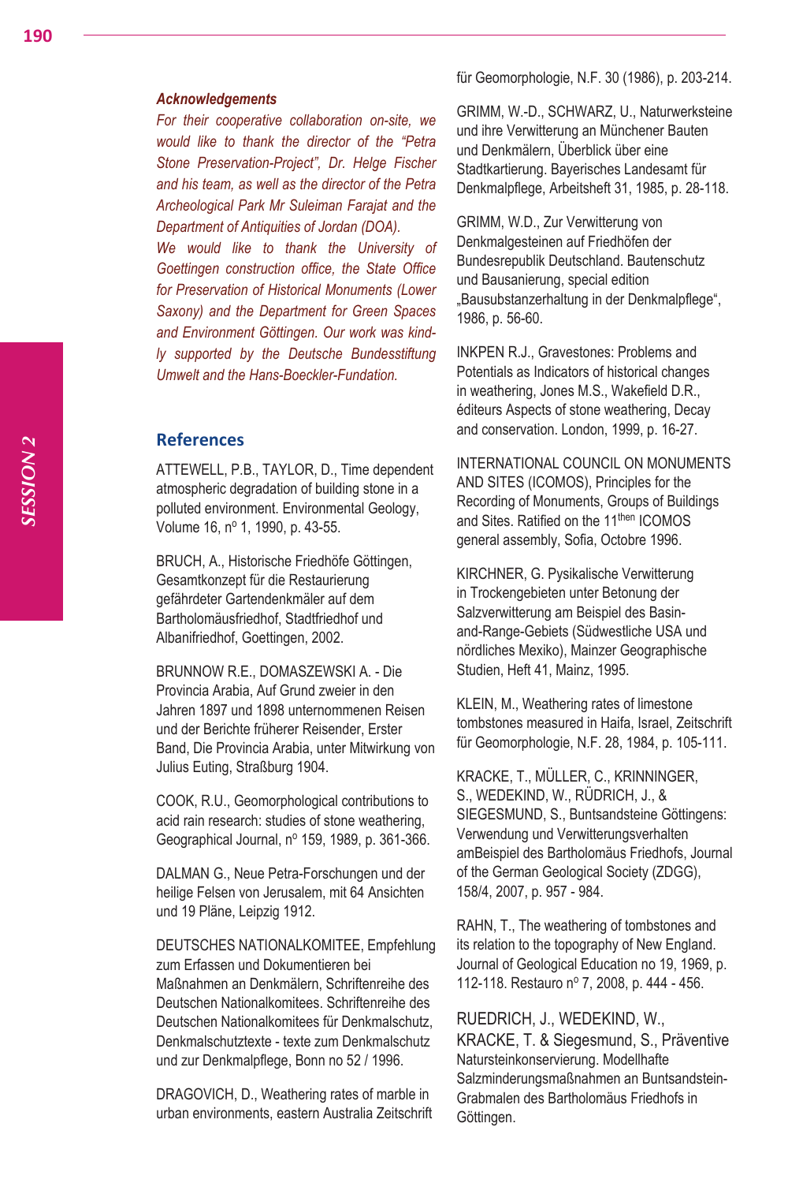### *Acknowledgements*

*For their cooperative collaboration on-site, we would like to thank the director of the "Petra Stone Preservation-Project", Dr. Helge Fischer and his team, as well as the director of the Petra Archeological Park Mr Suleiman Farajat and the Department of Antiquities of Jordan (DOA).*

*We would like to thank the University of Goettingen construction office, the State Office for Preservation of Historical Monuments (Lower Saxony) and the Department for Green Spaces and Environment Göttingen. Our work was kindly supported by the Deutsche Bundesstiftung Umwelt and the Hans-Boeckler-Fundation.*

## References

ATTEWELL, P.B., TAYLOR, D., Time dependent atmospheric degradation of building stone in a polluted environment. Environmental Geology, Volume 16, nº 1, 1990, p. 43-55.

BRUCH, A., Historische Friedhöfe Göttingen, Gesamtkonzept für die Restaurierung gefährdeter Gartendenkmäler auf dem Bartholomäusfriedhof, Stadtfriedhof und Albanifriedhof, Goettingen, 2002.

BRUNNOW R.E., DOMASZEWSKI A. - Die Provincia Arabia, Auf Grund zweier in den Jahren 1897 und 1898 unternommenen Reisen und der Berichte früherer Reisender, Erster Band, Die Provincia Arabia, unter Mitwirkung von Julius Euting, Straßburg 1904.

COOK, R.U., Geomorphological contributions to acid rain research: studies of stone weathering, Geographical Journal, nº 159, 1989, p. 361-366.

DALMAN G., Neue Petra-Forschungen und der heilige Felsen von Jerusalem, mit 64 Ansichten und 19 Pläne, Leipzig 1912.

DEUTSCHES NATIONALKOMITEE, Empfehlung zum Erfassen und Dokumentieren bei Maßnahmen an Denkmälern, Schriftenreihe des Deutschen Nationalkomitees. Schriftenreihe des Deutschen Nationalkomitees für Denkmalschutz, Denkmalschutztexte - texte zum Denkmalschutz und zur Denkmalpflege, Bonn no 52 / 1996.

DRAGOVICH, D., Weathering rates of marble in urban environments, eastern Australia Zeitschrift für Geomorphologie, N.F. 30 (1986), p. 203-214.

GRIMM, W.-D., SCHWARZ, U., Naturwerksteine und ihre Verwitterung an Münchener Bauten und Denkmälern, Überblick über eine Stadtkartierung. Bayerisches Landesamt für Denkmalpflege, Arbeitsheft 31, 1985, p. 28-118.

GRIMM, W.D., Zur Verwitterung von Denkmalgesteinen auf Friedhöfen der Bundesrepublik Deutschland. Bautenschutz und Bausanierung, special edition „Bausubstanzerhaltung in der Denkmalpflege", 1986, p. 56-60.

INKPEN R.J., Gravestones: Problems and Potentials as Indicators of historical changes in weathering, Jones M.S., Wakefield D.R., éditeurs Aspects of stone weathering, Decay and conservation. London, 1999, p. 16-27.

INTERNATIONAL COUNCIL ON MONUMENTS AND SITES (ICOMOS), Principles for the Recording of Monuments, Groups of Buildings and Sites. Ratified on the 11then ICOMOS general assembly, Sofia, Octobre 1996.

KIRCHNER, G. Pysikalische Verwitterung in Trockengebieten unter Betonung der Salzverwitterung am Beispiel des Basin-and-Range-Gebiets (Südwestliche USA und nördliches Mexiko), Mainzer Geographische Studien, Heft 41, Mainz, 1995.

KLEIN, M., Weathering rates of limestone tombstones measured in Haifa, Israel, Zeitschrift für Geomorphologie, N.F. 28, 1984, p. 105-111.

KRACKE, T., MÜLLER, C., KRINNINGER, S., WEDEKIND, W., RÜDRICH, J., & SIEGESMUND, S., Buntsandsteine Göttingens: Verwendung und Verwitterungsverhalten amBeispiel des Bartholomäus Friedhofs, Journal of the German Geological Society (ZDGG), 158/4, 2007, p. 957 - 984.

RAHN, T., The weathering of tombstones and its relation to the topography of New England. Journal of Geological Education no 19, 1969, p. 112-118. Restauro nº 7, 2008, p. 444 - 456.

RUEDRICH, J., WEDEKIND, W., KRACKE, T. & Siegesmund, S., Präventive Natursteinkonservierung. Modellhafte Salzminderungsmaßnahmen an Buntsandstein-Grabmalen des Bartholomäus Friedhofs in Göttingen.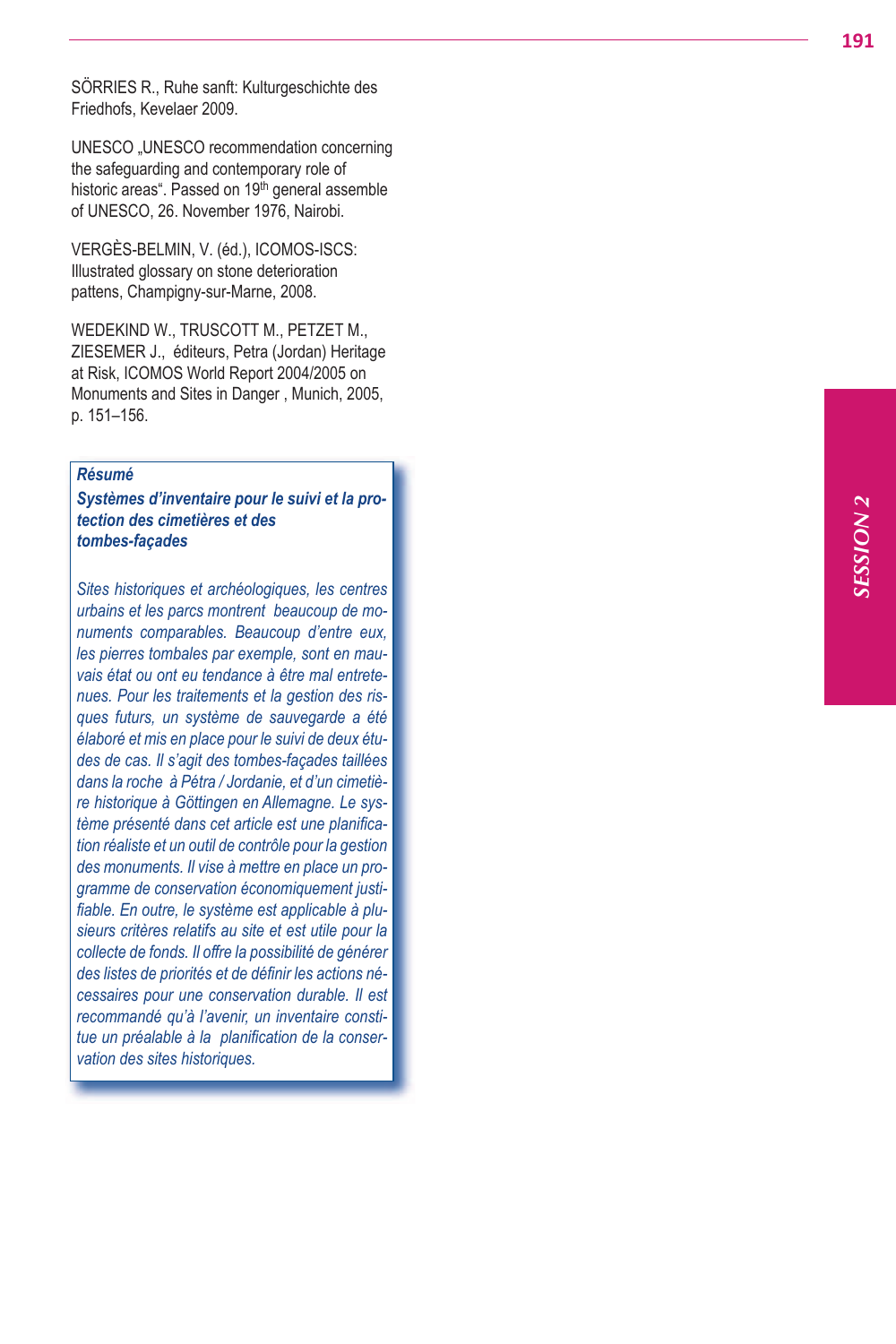SÖRRIES R., Ruhe sanft: Kulturgeschichte des Friedhofs, Kevelaer 2009.

UNESCO „UNESCO recommendation concerning the safeguarding and contemporary role of historic areas". Passed on 19th general assemble of UNESCO, 26. November 1976, Nairobi.

VERGÈS-BELMIN, V. (éd.), ICOMOS-ISCS: Illustrated glossary on stone deterioration pattens, Champigny-sur-Marne, 2008.

WEDEKIND W., TRUSCOTT M., PETZET M., ZIESEMER J., éditeurs, Petra (Jordan) Heritage at Risk, ICOMOS World Report 2004/2005 on Monuments and Sites in Danger , Munich, 2005, p. 151–156.

***Résumé***

***Systèmes d'inventaire pour le suivi et la protection des cimetières et des tombes-façades***

*Sites historiques et archéologiques, les centres urbains et les parcs montrent beaucoup de monuments comparables. Beaucoup d'entre eux, les pierres tombales par exemple, sont en mauvais état ou ont eu tendance à être mal entretenues. Pour les traitements et la gestion des risques futurs, un système de sauvegarde a été élaboré et mis en place pour le suivi de deux études de cas. Il s'agit des tombes-façades taillées dans la roche à Pétra / Jordanie, et d'un cimetière historique à Göttingen en Allemagne. Le système présenté dans cet article est une planification réaliste et un outil de contrôle pour la gestion des monuments. Il vise à mettre en place un programme de conservation économiquement justifiable. En outre, le système est applicable à plusieurs critères relatifs au site et est utile pour la collecte de fonds. Il offre la possibilité de générer des listes de priorités et de définir les actions nécessaires pour une conservation durable. Il est recommandé qu'à l'avenir, un inventaire constitue un préalable à la planification de la conservation des sites historiques.*